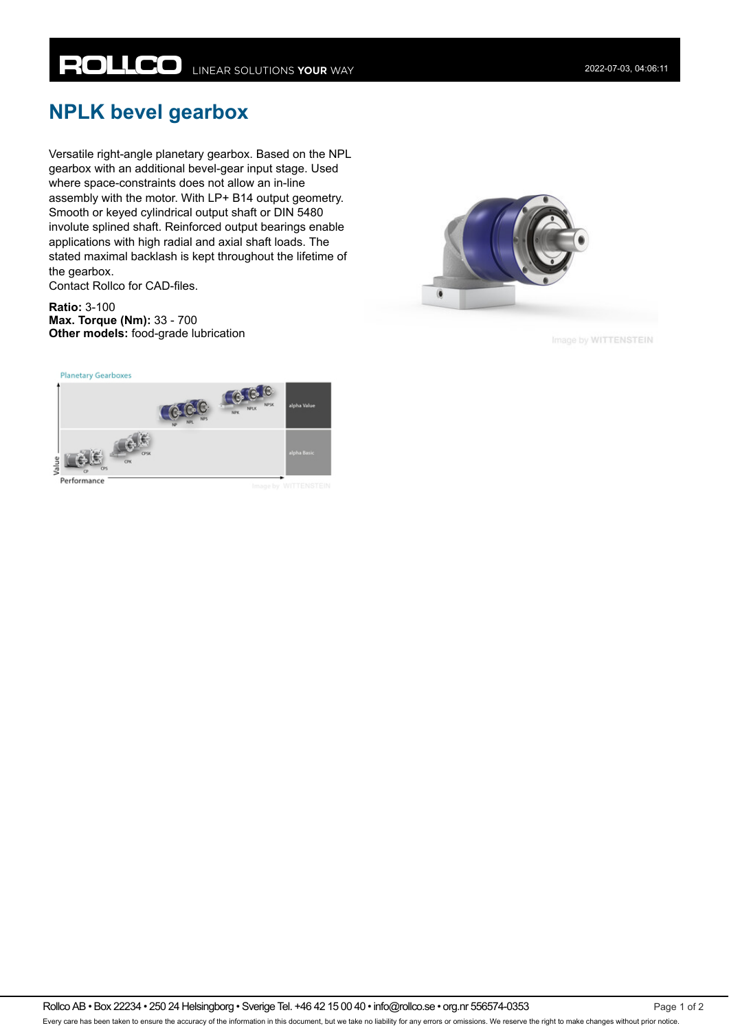# NPLK bevel gearbox

Versatile right-angle planetary gearbox. Based on the NPL gearbox with an additional bevel-gear input stage. Used where space-constraints does not allow an in-line assembly with the motor. With LP+ B14 output geometry. Smooth or keyed cylindrical output shaft or DIN 5480 involute splined shaft. Reinforced output bearings enable applications with high radial and axial shaft loads. The stated maximal backlash is kept throughout the lifetime of the gearbox.
Contact Rollco for CAD-files.

**Ratio:** 3-100
**Max. Torque (Nm):** 33 - 700
**Other models:** food-grade lubrication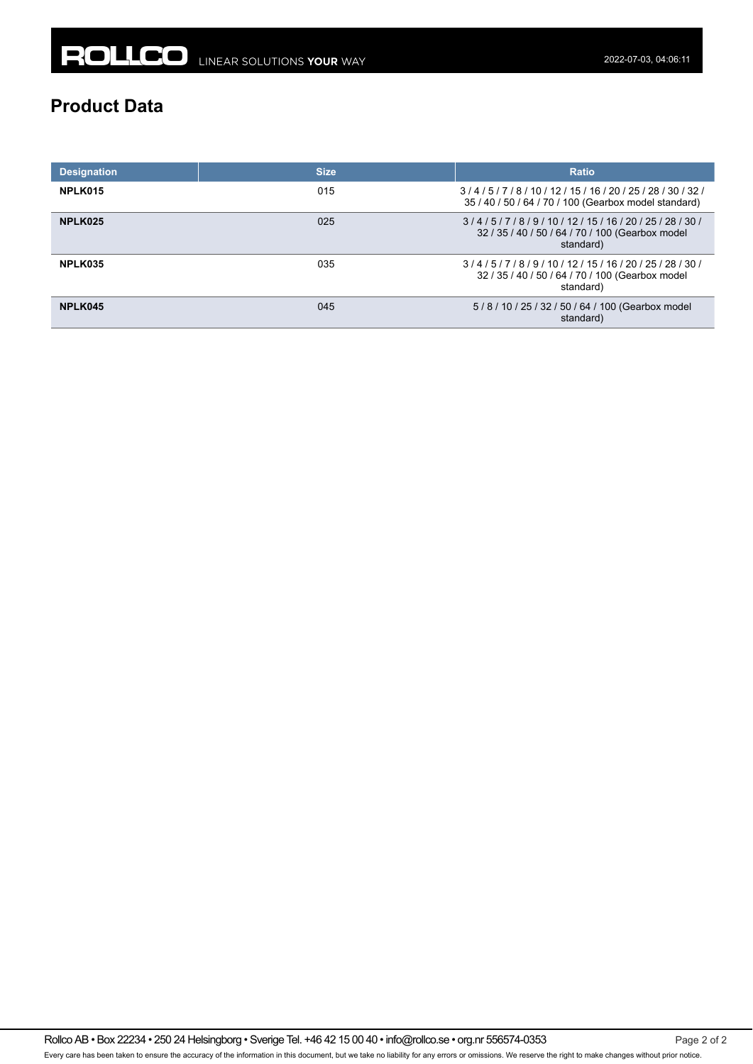## Product Data

| Designation | Size | Ratio |
|---|---|---|
| **NPLK015** | 015 | 3 / 4 / 5 / 7 / 8 / 10 / 12 / 15 / 16 / 20 / 25 / 28 / 30 / 32 / 35 / 40 / 50 / 64 / 70 / 100 (Gearbox model standard) |
| **NPLK025** | 025 | 3 / 4 / 5 / 7 / 8 / 9 / 10 / 12 / 15 / 16 / 20 / 25 / 28 / 30 / 32 / 35 / 40 / 50 / 64 / 70 / 100 (Gearbox model standard) |
| **NPLK035** | 035 | 3 / 4 / 5 / 7 / 8 / 9 / 10 / 12 / 15 / 16 / 20 / 25 / 28 / 30 / 32 / 35 / 40 / 50 / 64 / 70 / 100 (Gearbox model standard) |
| **NPLK045** | 045 | 5 / 8 / 10 / 25 / 32 / 50 / 64 / 100 (Gearbox model standard) |